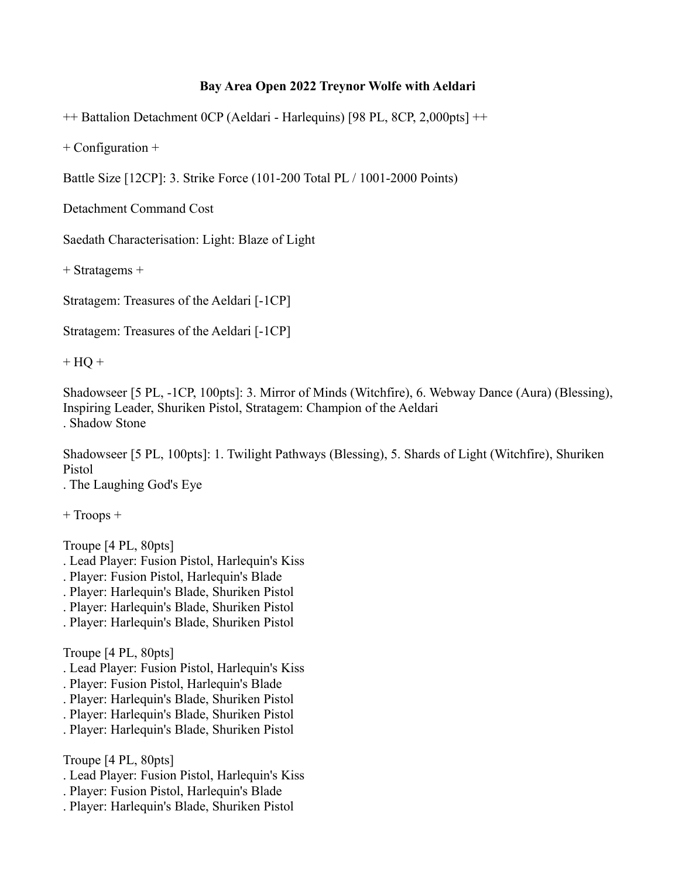**Bay Area Open 2022 Treynor Wolfe with Aeldari**

++ Battalion Detachment 0CP (Aeldari - Harlequins) [98 PL, 8CP, 2,000pts] ++

+ Configuration +

Battle Size [12CP]: 3. Strike Force (101-200 Total PL / 1001-2000 Points)

Detachment Command Cost

Saedath Characterisation: Light: Blaze of Light

+ Stratagems +

Stratagem: Treasures of the Aeldari [-1CP]

Stratagem: Treasures of the Aeldari [-1CP]

+ HQ +

Shadowseer [5 PL, -1CP, 100pts]: 3. Mirror of Minds (Witchfire), 6. Webway Dance (Aura) (Blessing), Inspiring Leader, Shuriken Pistol, Stratagem: Champion of the Aeldari
. Shadow Stone

Shadowseer [5 PL, 100pts]: 1. Twilight Pathways (Blessing), 5. Shards of Light (Witchfire), Shuriken Pistol
. The Laughing God's Eye

+ Troops +

Troupe [4 PL, 80pts]
. Lead Player: Fusion Pistol, Harlequin's Kiss
. Player: Fusion Pistol, Harlequin's Blade
. Player: Harlequin's Blade, Shuriken Pistol
. Player: Harlequin's Blade, Shuriken Pistol
. Player: Harlequin's Blade, Shuriken Pistol

Troupe [4 PL, 80pts]
. Lead Player: Fusion Pistol, Harlequin's Kiss
. Player: Fusion Pistol, Harlequin's Blade
. Player: Harlequin's Blade, Shuriken Pistol
. Player: Harlequin's Blade, Shuriken Pistol
. Player: Harlequin's Blade, Shuriken Pistol

Troupe [4 PL, 80pts]
. Lead Player: Fusion Pistol, Harlequin's Kiss
. Player: Fusion Pistol, Harlequin's Blade
. Player: Harlequin's Blade, Shuriken Pistol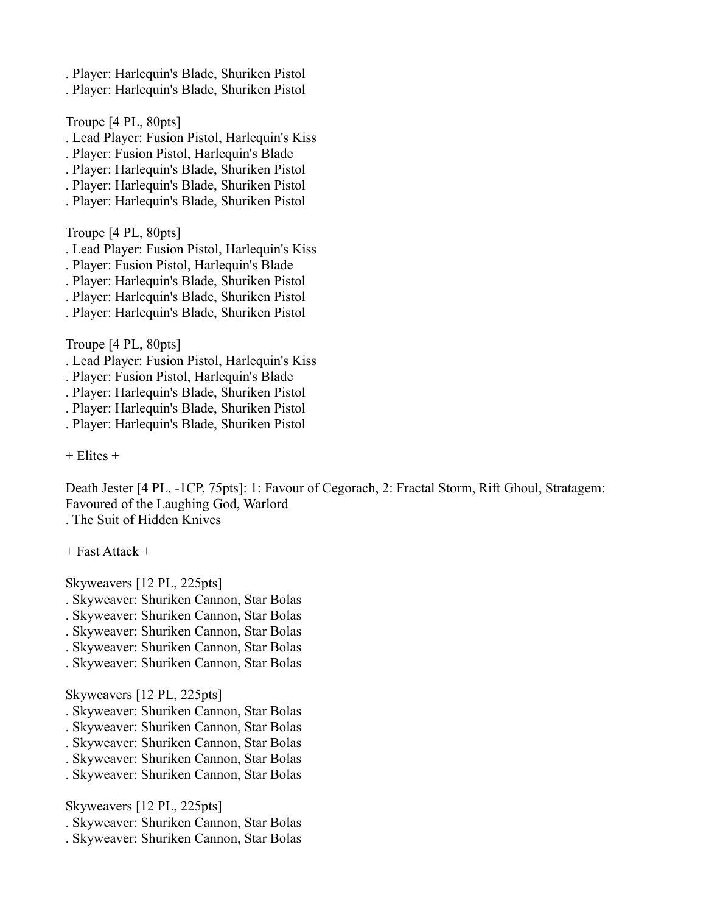. Player: Harlequin's Blade, Shuriken Pistol
. Player: Harlequin's Blade, Shuriken Pistol

Troupe [4 PL, 80pts]
. Lead Player: Fusion Pistol, Harlequin's Kiss
. Player: Fusion Pistol, Harlequin's Blade
. Player: Harlequin's Blade, Shuriken Pistol
. Player: Harlequin's Blade, Shuriken Pistol
. Player: Harlequin's Blade, Shuriken Pistol

Troupe [4 PL, 80pts]
. Lead Player: Fusion Pistol, Harlequin's Kiss
. Player: Fusion Pistol, Harlequin's Blade
. Player: Harlequin's Blade, Shuriken Pistol
. Player: Harlequin's Blade, Shuriken Pistol
. Player: Harlequin's Blade, Shuriken Pistol

Troupe [4 PL, 80pts]
. Lead Player: Fusion Pistol, Harlequin's Kiss
. Player: Fusion Pistol, Harlequin's Blade
. Player: Harlequin's Blade, Shuriken Pistol
. Player: Harlequin's Blade, Shuriken Pistol
. Player: Harlequin's Blade, Shuriken Pistol

+ Elites +

Death Jester [4 PL, -1CP, 75pts]: 1: Favour of Cegorach, 2: Fractal Storm, Rift Ghoul, Stratagem: Favoured of the Laughing God, Warlord
. The Suit of Hidden Knives

+ Fast Attack +

Skyweavers [12 PL, 225pts]
. Skyweaver: Shuriken Cannon, Star Bolas
. Skyweaver: Shuriken Cannon, Star Bolas
. Skyweaver: Shuriken Cannon, Star Bolas
. Skyweaver: Shuriken Cannon, Star Bolas
. Skyweaver: Shuriken Cannon, Star Bolas

Skyweavers [12 PL, 225pts]
. Skyweaver: Shuriken Cannon, Star Bolas
. Skyweaver: Shuriken Cannon, Star Bolas
. Skyweaver: Shuriken Cannon, Star Bolas
. Skyweaver: Shuriken Cannon, Star Bolas
. Skyweaver: Shuriken Cannon, Star Bolas

Skyweavers [12 PL, 225pts]
. Skyweaver: Shuriken Cannon, Star Bolas
. Skyweaver: Shuriken Cannon, Star Bolas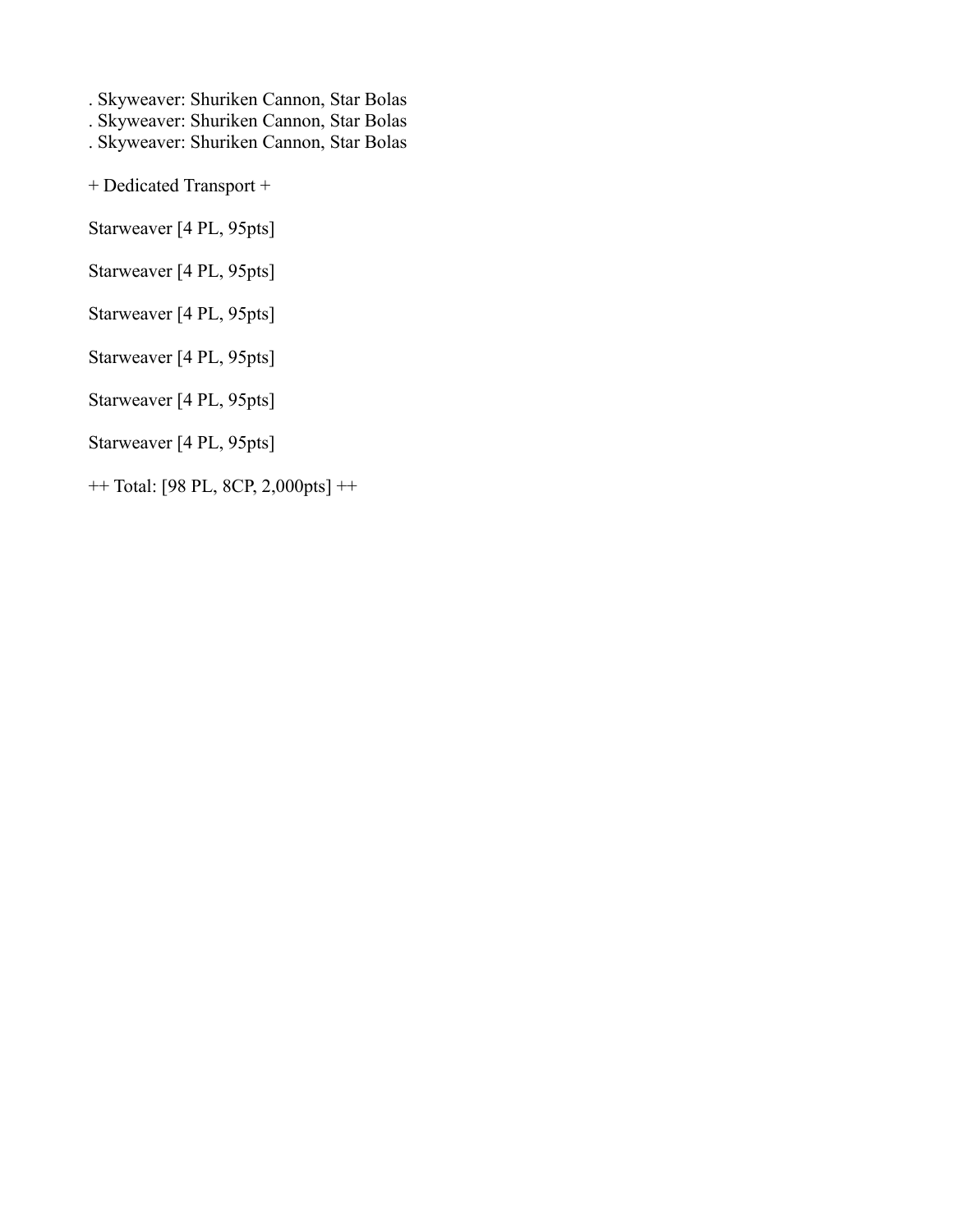. Skyweaver: Shuriken Cannon, Star Bolas
. Skyweaver: Shuriken Cannon, Star Bolas
. Skyweaver: Shuriken Cannon, Star Bolas

+ Dedicated Transport +

Starweaver [4 PL, 95pts]

Starweaver [4 PL, 95pts]

Starweaver [4 PL, 95pts]

Starweaver [4 PL, 95pts]

Starweaver [4 PL, 95pts]

Starweaver [4 PL, 95pts]

++ Total: [98 PL, 8CP, 2,000pts] ++